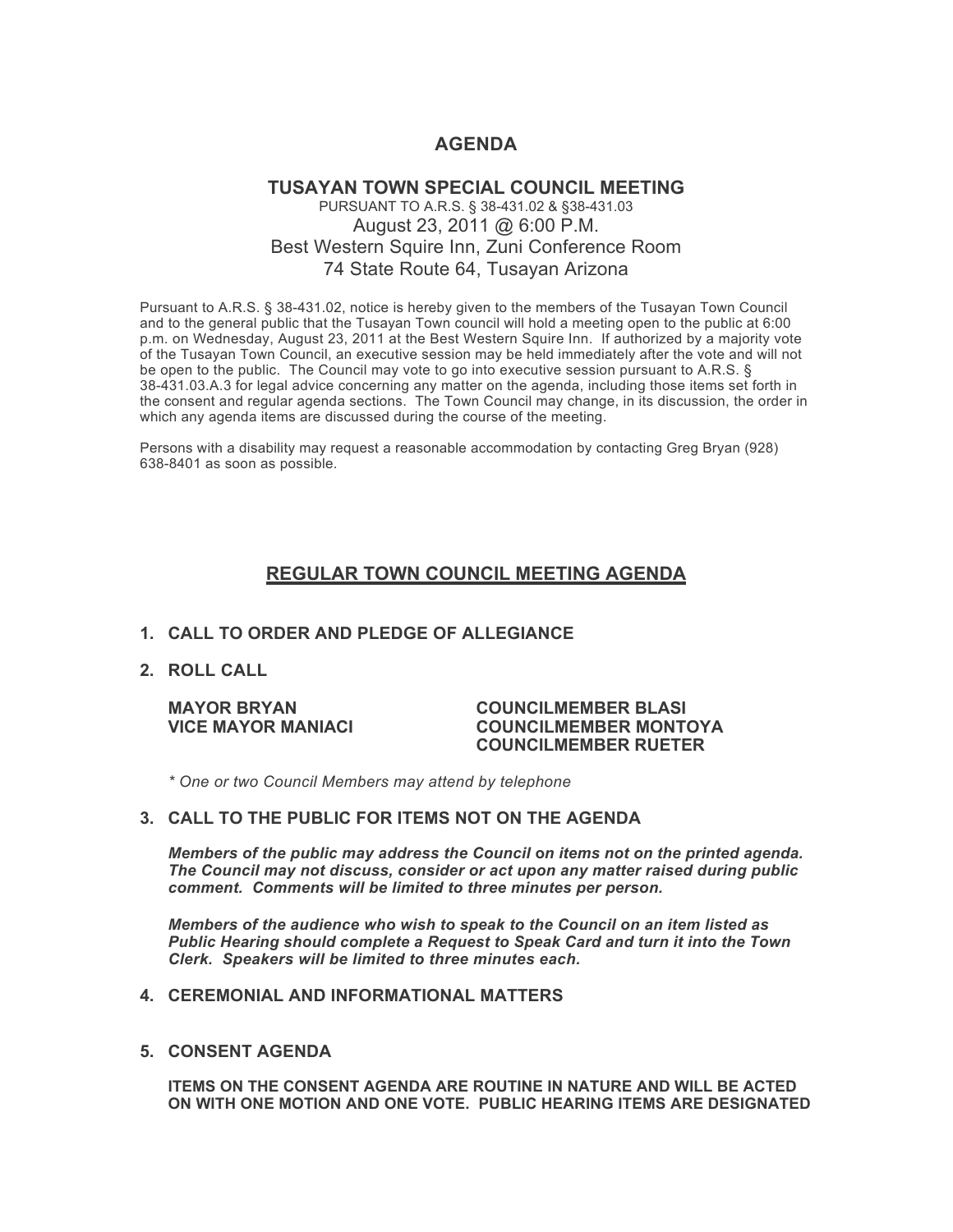# AGENDA

## TUSAYAN TOWN SPECIAL COUNCIL MEETING

PURSUANT TO A.R.S. § 38-431.02 & §38-431.03

August 23, 2011 @ 6:00 P.M.
Best Western Squire Inn, Zuni Conference Room
74 State Route 64, Tusayan Arizona

Pursuant to A.R.S. § 38-431.02, notice is hereby given to the members of the Tusayan Town Council and to the general public that the Tusayan Town council will hold a meeting open to the public at 6:00 p.m. on Wednesday, August 23, 2011 at the Best Western Squire Inn. If authorized by a majority vote of the Tusayan Town Council, an executive session may be held immediately after the vote and will not be open to the public. The Council may vote to go into executive session pursuant to A.R.S. § 38-431.03.A.3 for legal advice concerning any matter on the agenda, including those items set forth in the consent and regular agenda sections. The Town Council may change, in its discussion, the order in which any agenda items are discussed during the course of the meeting.

Persons with a disability may request a reasonable accommodation by contacting Greg Bryan (928) 638-8401 as soon as possible.

## REGULAR TOWN COUNCIL MEETING AGENDA

1. **CALL TO ORDER AND PLEDGE OF ALLEGIANCE**

2. **ROLL CALL**

   **MAYOR BRYAN**
   **VICE MAYOR MANIACI**
   **COUNCILMEMBER BLASI**
   **COUNCILMEMBER MONTOYA**
   **COUNCILMEMBER RUETER**

   *\* One or two Council Members may attend by telephone*

3. **CALL TO THE PUBLIC FOR ITEMS NOT ON THE AGENDA**

   ***Members of the public may address the Council on items not on the printed agenda. The Council may not discuss, consider or act upon any matter raised during public comment. Comments will be limited to three minutes per person.***

   ***Members of the audience who wish to speak to the Council on an item listed as Public Hearing should complete a Request to Speak Card and turn it into the Town Clerk. Speakers will be limited to three minutes each.***

4. **CEREMONIAL AND INFORMATIONAL MATTERS**

5. **CONSENT AGENDA**

   **ITEMS ON THE CONSENT AGENDA ARE ROUTINE IN NATURE AND WILL BE ACTED ON WITH ONE MOTION AND ONE VOTE. PUBLIC HEARING ITEMS ARE DESIGNATED**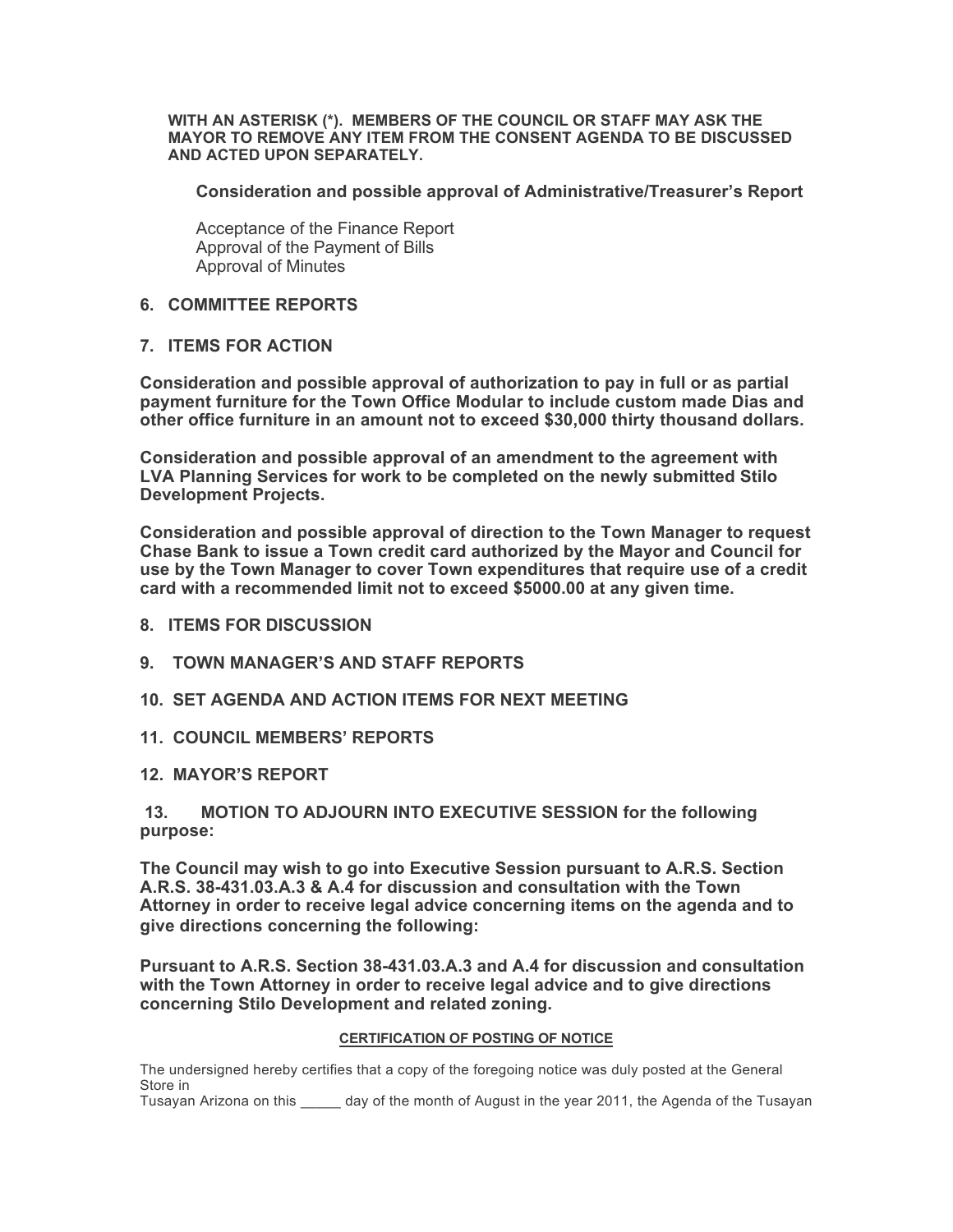**WITH AN ASTERISK (*). MEMBERS OF THE COUNCIL OR STAFF MAY ASK THE MAYOR TO REMOVE ANY ITEM FROM THE CONSENT AGENDA TO BE DISCUSSED AND ACTED UPON SEPARATELY.**

**Consideration and possible approval of Administrative/Treasurer's Report**

Acceptance of the Finance Report
Approval of the Payment of Bills
Approval of Minutes

## 6. COMMITTEE REPORTS

## 7. ITEMS FOR ACTION

**Consideration and possible approval of authorization to pay in full or as partial payment furniture for the Town Office Modular to include custom made Dias and other office furniture in an amount not to exceed $30,000 thirty thousand dollars.**

**Consideration and possible approval of an amendment to the agreement with LVA Planning Services for work to be completed on the newly submitted Stilo Development Projects.**

**Consideration and possible approval of direction to the Town Manager to request Chase Bank to issue a Town credit card authorized by the Mayor and Council for use by the Town Manager to cover Town expenditures that require use of a credit card with a recommended limit not to exceed $5000.00 at any given time.**

## 8. ITEMS FOR DISCUSSION

## 9. TOWN MANAGER'S AND STAFF REPORTS

## 10. SET AGENDA AND ACTION ITEMS FOR NEXT MEETING

## 11. COUNCIL MEMBERS' REPORTS

## 12. MAYOR'S REPORT

## 13. MOTION TO ADJOURN INTO EXECUTIVE SESSION for the following purpose:

**The Council may wish to go into Executive Session pursuant to A.R.S. Section A.R.S. 38-431.03.A.3 & A.4 for discussion and consultation with the Town Attorney in order to receive legal advice concerning items on the agenda and to give directions concerning the following:**

**Pursuant to A.R.S. Section 38-431.03.A.3 and A.4 for discussion and consultation with the Town Attorney in order to receive legal advice and to give directions concerning Stilo Development and related zoning.**

**CERTIFICATION OF POSTING OF NOTICE**

The undersigned hereby certifies that a copy of the foregoing notice was duly posted at the General Store in
Tusayan Arizona on this _____ day of the month of August in the year 2011, the Agenda of the Tusayan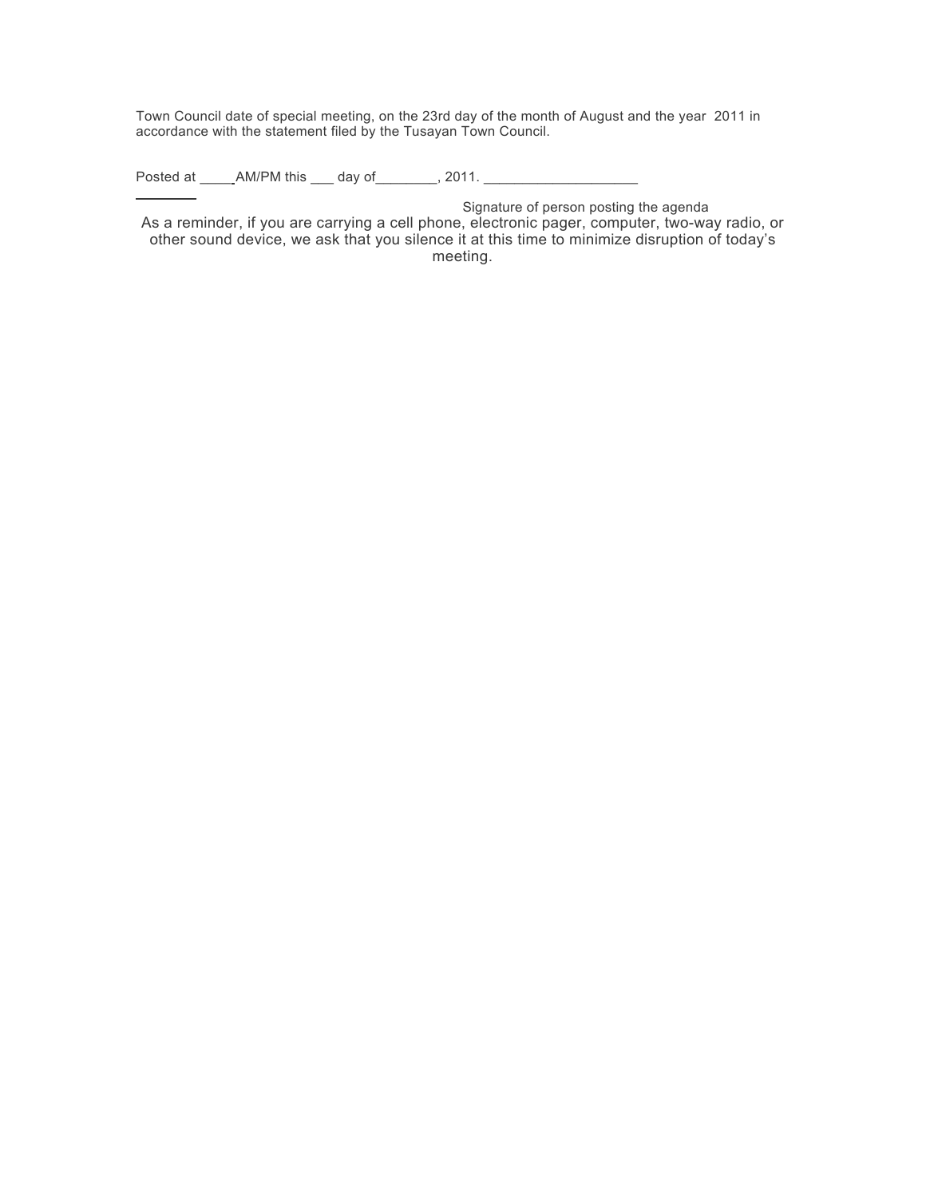Town Council date of special meeting, on the 23rd day of the month of August and the year 2011 in accordance with the statement filed by the Tusayan Town Council.

Posted at ____ AM/PM this ___ day of________, 2011. ____________________

Signature of person posting the agenda

As a reminder, if you are carrying a cell phone, electronic pager, computer, two-way radio, or other sound device, we ask that you silence it at this time to minimize disruption of today's meeting.